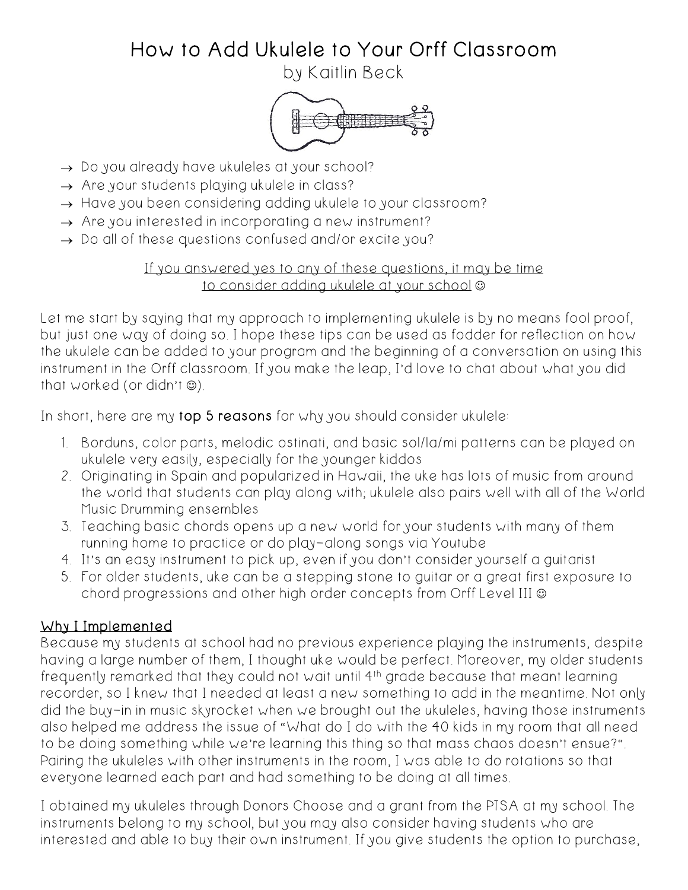# How to Add Ukulele to Your Orff Classroom

by Kaitlin Beck

→ Do you already have ukuleles at your school?
→ Are your students playing ukulele in class?
→ Have you been considering adding ukulele to your classroom?
→ Are you interested in incorporating a new instrument?
→ Do all of these questions confused and/or excite you?

<u>If you answered yes to any of these questions, it may be time to consider adding ukulele at your school</u> ☺

Let me start by saying that my approach to implementing ukulele is by no means fool proof, but just one way of doing so. I hope these tips can be used as fodder for reflection on how the ukulele can be added to your program and the beginning of a conversation on using this instrument in the Orff classroom. If you make the leap, I'd love to chat about what you did that worked (or didn't ☺).

In short, here are my **top 5 reasons** for why you should consider ukulele:

1. Borduns, color parts, melodic ostinati, and basic sol/la/mi patterns can be played on ukulele very easily, especially for the younger kiddos
2. Originating in Spain and popularized in Hawaii, the uke has lots of music from around the world that students can play along with; ukulele also pairs well with all of the World Music Drumming ensembles
3. Teaching basic chords opens up a new world for your students with many of them running home to practice or do play-along songs via Youtube
4. It's an easy instrument to pick up, even if you don't consider yourself a guitarist
5. For older students, uke can be a stepping stone to guitar or a great first exposure to chord progressions and other high order concepts from Orff Level III ☺

## Why I Implemented

Because my students at school had no previous experience playing the instruments, despite having a large number of them, I thought uke would be perfect. Moreover, my older students frequently remarked that they could not wait until 4th grade because that meant learning recorder, so I knew that I needed at least a new something to add in the meantime. Not only did the buy-in in music skyrocket when we brought out the ukuleles, having those instruments also helped me address the issue of "What do I do with the 40 kids in my room that all need to be doing something while we're learning this thing so that mass chaos doesn't ensue?". Pairing the ukuleles with other instruments in the room, I was able to do rotations so that everyone learned each part and had something to be doing at all times.

I obtained my ukuleles through Donors Choose and a grant from the PTSA at my school. The instruments belong to my school, but you may also consider having students who are interested and able to buy their own instrument. If you give students the option to purchase,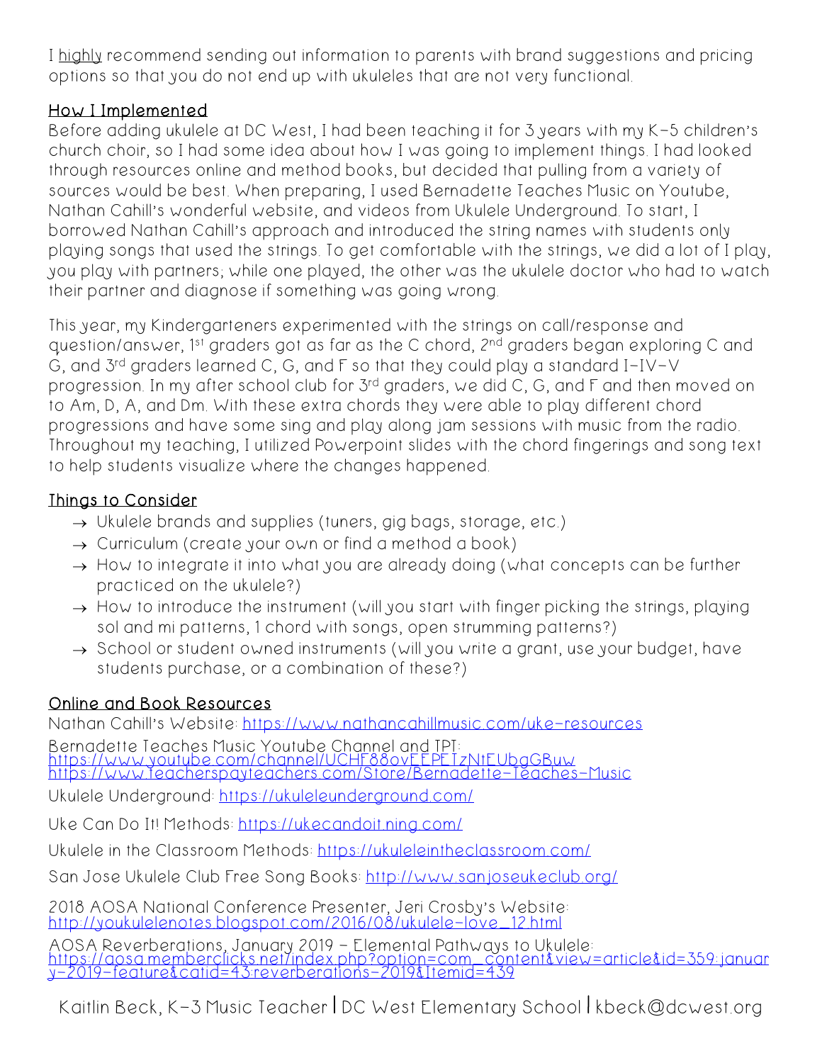I highly recommend sending out information to parents with brand suggestions and pricing options so that you do not end up with ukuleles that are not very functional.

## How I Implemented

Before adding ukulele at DC West, I had been teaching it for 3 years with my K-5 children's church choir, so I had some idea about how I was going to implement things. I had looked through resources online and method books, but decided that pulling from a variety of sources would be best. When preparing, I used Bernadette Teaches Music on Youtube, Nathan Cahill's wonderful website, and videos from Ukulele Underground. To start, I borrowed Nathan Cahill's approach and introduced the string names with students only playing songs that used the strings. To get comfortable with the strings, we did a lot of I play, you play with partners; while one played, the other was the ukulele doctor who had to watch their partner and diagnose if something was going wrong.

This year, my Kindergarteners experimented with the strings on call/response and question/answer, 1st graders got as far as the C chord, 2nd graders began exploring C and G, and 3rd graders learned C, G, and F so that they could play a standard I-IV-V progression. In my after school club for 3rd graders, we did C, G, and F and then moved on to Am, D, A, and Dm. With these extra chords they were able to play different chord progressions and have some sing and play along jam sessions with music from the radio. Throughout my teaching, I utilized Powerpoint slides with the chord fingerings and song text to help students visualize where the changes happened.

## Things to Consider

- → Ukulele brands and supplies (tuners, gig bags, storage, etc.)
- → Curriculum (create your own or find a method a book)
- → How to integrate it into what you are already doing (what concepts can be further practiced on the ukulele?)
- → How to introduce the instrument (will you start with finger picking the strings, playing sol and mi patterns, 1 chord with songs, open strumming patterns?)
- → School or student owned instruments (will you write a grant, use your budget, have students purchase, or a combination of these?)

## Online and Book Resources

Nathan Cahill's Website: https://www.nathancahillmusic.com/uke-resources

Bernadette Teaches Music Youtube Channel and TPT:
https://www.youtube.com/channel/UCHF88ovEEPETzNtEUbgGBuw
https://www.teacherspayteachers.com/Store/Bernadette-Teaches-Music

Ukulele Underground: https://ukuleleunderground.com/

Uke Can Do It! Methods: https://ukecandoit.ning.com/

Ukulele in the Classroom Methods: https://ukuleleintheclassroom.com/

San Jose Ukulele Club Free Song Books: http://www.sanjoseukeclub.org/

2018 AOSA National Conference Presenter, Jeri Crosby's Website:
http://youkulelenotes.blogspot.com/2016/08/ukulele-love_12.html

AOSA Reverberations, January 2019 - Elemental Pathways to Ukulele:
https://aosa.memberclicks.net/index.php?option=com_content&view=article&id=359:january-2019-feature&catid=43:reverberations-2019&Itemid=439

Kaitlin Beck, K-3 Music Teacher | DC West Elementary School | kbeck@dcwest.org